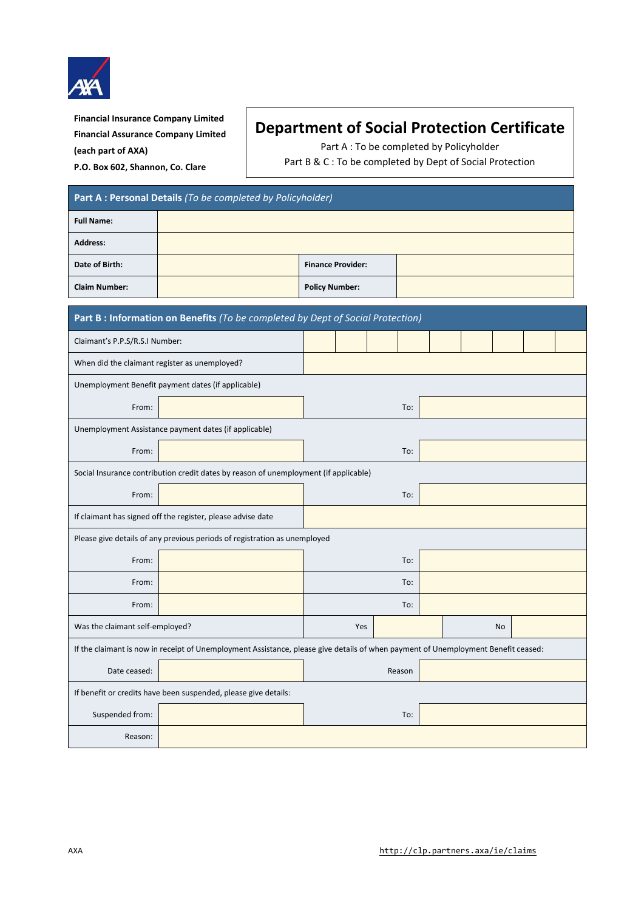**Financial Insurance Company Limited**
**Financial Assurance Company Limited**
**(each part of AXA)**
**P.O. Box 602, Shannon, Co. Clare**

# Department of Social Protection Certificate

Part A : To be completed by Policyholder
Part B & C : To be completed by Dept of Social Protection

## Part A : Personal Details *(To be completed by Policyholder)*

| | | | |
|---|---|---|---|
| **Full Name:** | | | |
| **Address:** | | | |
| **Date of Birth:** | | **Finance Provider:** | |
| **Claim Number:** | | **Policy Number:** | |

## Part B : Information on Benefits *(To be completed by Dept of Social Protection)*

| | | | | |
|---|---|---|---|---|
| Claimant's P.P.S/R.S.I Number: | | | | |
| When did the claimant register as unemployed? | | | | |
| Unemployment Benefit payment dates (if applicable) | | | | |
| From: | | To: | | |
| Unemployment Assistance payment dates (if applicable) | | | | |
| From: | | To: | | |
| Social Insurance contribution credit dates by reason of unemployment (if applicable) | | | | |
| From: | | To: | | |
| If claimant has signed off the register, please advise date | | | | |
| Please give details of any previous periods of registration as unemployed | | | | |
| From: | | To: | | |
| From: | | To: | | |
| From: | | To: | | |
| Was the claimant self-employed? | Yes | | No | |
| If the claimant is now in receipt of Unemployment Assistance, please give details of when payment of Unemployment Benefit ceased: | | | | |
| Date ceased: | | Reason | | |
| If benefit or credits have been suspended, please give details: | | | | |
| Suspended from: | | To: | | |
| Reason: | | | | |

AXA http://clp.partners.axa/ie/claims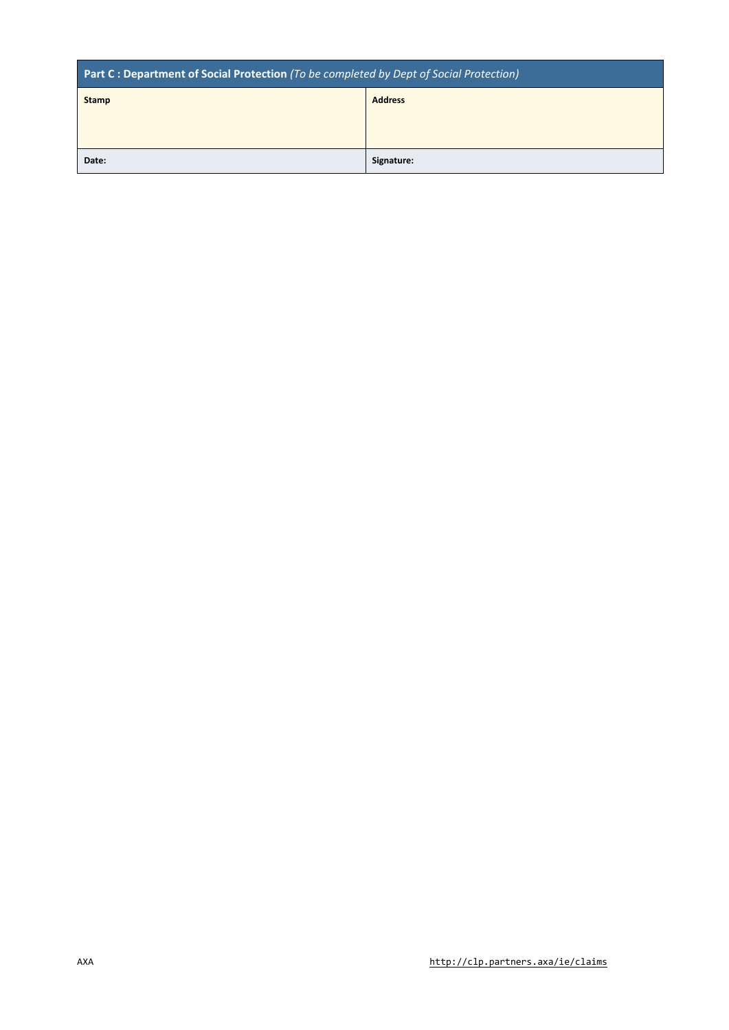| **Part C : Department of Social Protection** *(To be completed by Dept of Social Protection)* | |
|---|---|
| **Stamp** | **Address** |
| **Date:** | **Signature:** |